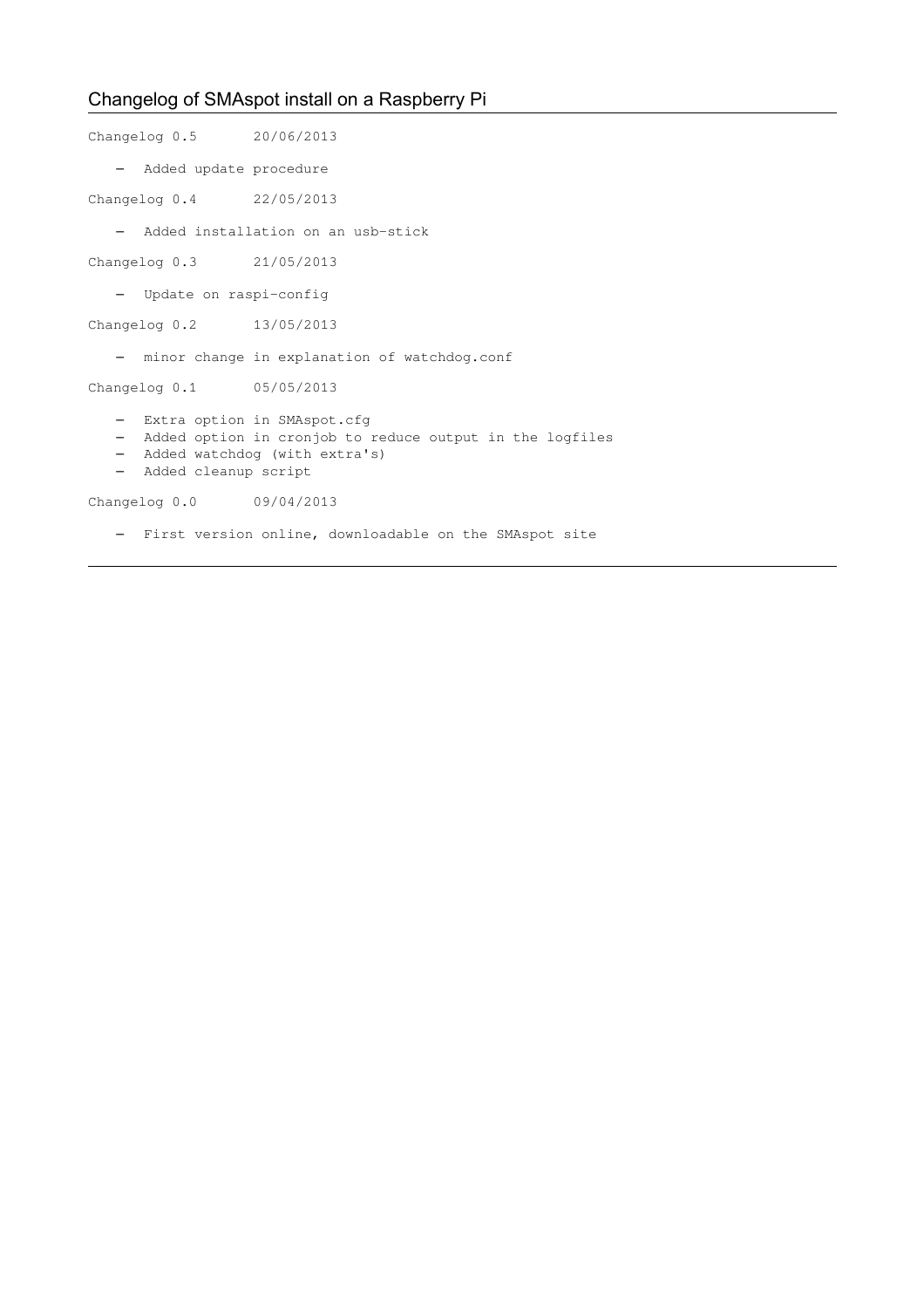## Changelog of SMAspot install on a Raspberry Pi

Changelog 0.5 20/06/2013

- Added update procedure

Changelog 0.4 22/05/2013

- Added installation on an usb-stick

Changelog 0.3 21/05/2013

- Update on raspi-config

Changelog 0.2 13/05/2013

- minor change in explanation of watchdog.conf

Changelog 0.1 05/05/2013

- Extra option in SMAspot.cfg
- Added option in cronjob to reduce output in the logfiles
- Added watchdog (with extra's)
- Added cleanup script

Changelog 0.0 09/04/2013

- First version online, downloadable on the SMAspot site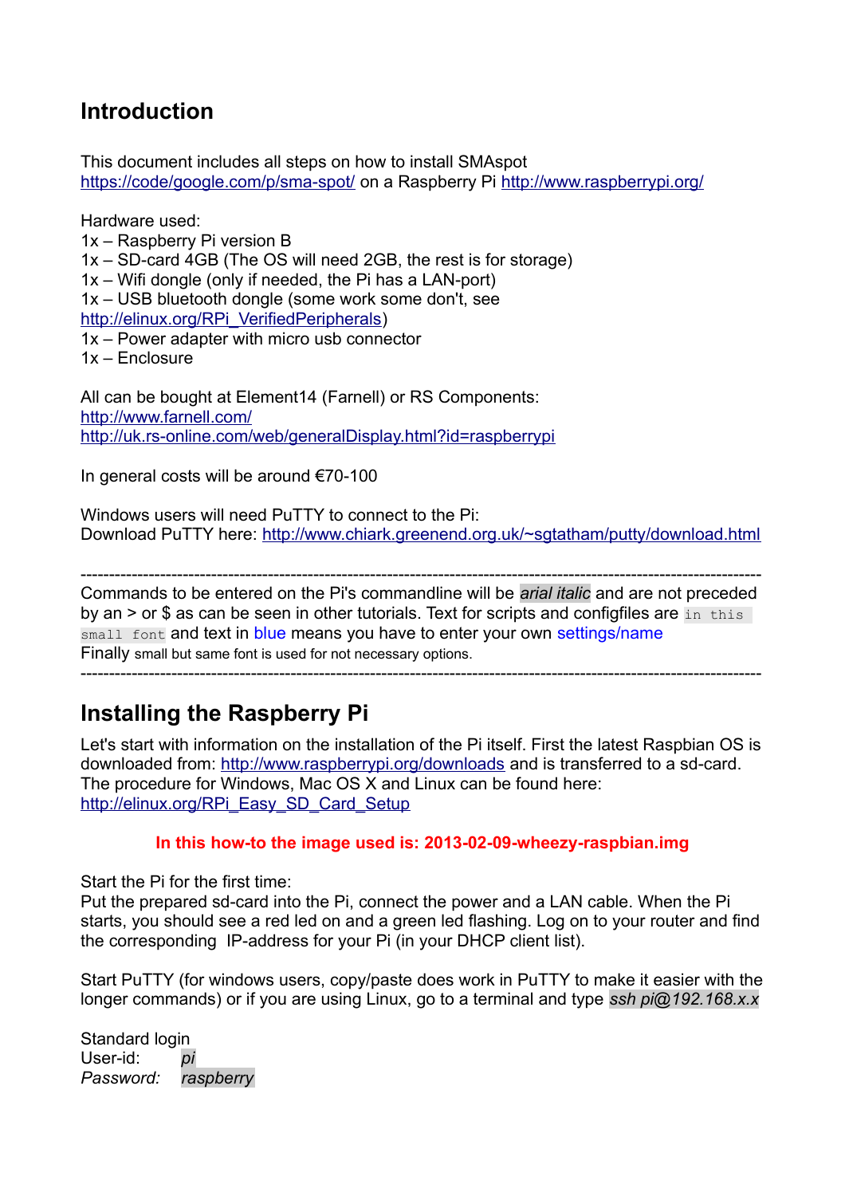## Introduction

This document includes all steps on how to install SMAspot https://code/google.com/p/sma-spot/ on a Raspberry Pi http://www.raspberrypi.org/

Hardware used:
1x – Raspberry Pi version B
1x – SD-card 4GB (The OS will need 2GB, the rest is for storage)
1x – Wifi dongle (only if needed, the Pi has a LAN-port)
1x – USB bluetooth dongle (some work some don't, see http://elinux.org/RPi_VerifiedPeripherals)
1x – Power adapter with micro usb connector
1x – Enclosure

All can be bought at Element14 (Farnell) or RS Components:
http://www.farnell.com/
http://uk.rs-online.com/web/generalDisplay.html?id=raspberrypi

In general costs will be around €70-100

Windows users will need PuTTY to connect to the Pi:
Download PuTTY here: http://www.chiark.greenend.org.uk/~sgtatham/putty/download.html

---

Commands to be entered on the Pi's commandline will be *arial italic* and are not preceded by an > or $ as can be seen in other tutorials. Text for scripts and configfiles are `in this small font` and text in blue means you have to enter your own settings/name
Finally small but same font is used for not necessary options.

---

## Installing the Raspberry Pi

Let's start with information on the installation of the Pi itself. First the latest Raspbian OS is downloaded from: http://www.raspberrypi.org/downloads and is transferred to a sd-card. The procedure for Windows, Mac OS X and Linux can be found here: http://elinux.org/RPi_Easy_SD_Card_Setup

**In this how-to the image used is: 2013-02-09-wheezy-raspbian.img**

Start the Pi for the first time:
Put the prepared sd-card into the Pi, connect the power and a LAN cable. When the Pi starts, you should see a red led on and a green led flashing. Log on to your router and find the corresponding IP-address for your Pi (in your DHCP client list).

Start PuTTY (for windows users, copy/paste does work in PuTTY to make it easier with the longer commands) or if you are using Linux, go to a terminal and type *ssh pi@192.168.x.x*

Standard login
User-id: *pi*
*Password:* *raspberry*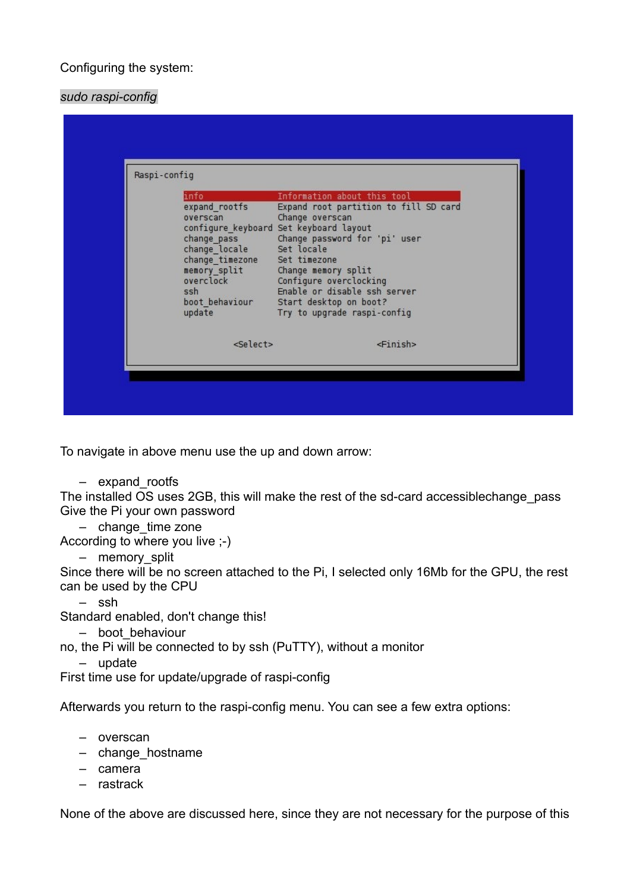Configuring the system:

*sudo raspi-config*

```
Raspi-config

info               Information about this tool
expand_rootfs      Expand root partition to fill SD card
overscan           Change overscan
configure_keyboard Set keyboard layout
change_pass        Change password for 'pi' user
change_locale      Set locale
change_timezone    Set timezone
memory_split       Change memory split
overclock          Configure overclocking
ssh                Enable or disable ssh server
boot_behaviour     Start desktop on boot?
update             Try to upgrade raspi-config

          <Select>                  <Finish>
```

To navigate in above menu use the up and down arrow:

– expand_rootfs

The installed OS uses 2GB, this will make the rest of the sd-card accessiblechange_pass
Give the Pi your own password

– change_time zone

According to where you live ;-)

– memory_split

Since there will be no screen attached to the Pi, I selected only 16Mb for the GPU, the rest can be used by the CPU

– ssh

Standard enabled, don't change this!

– boot_behaviour

no, the Pi will be connected to by ssh (PuTTY), without a monitor

– update

First time use for update/upgrade of raspi-config

Afterwards you return to the raspi-config menu. You can see a few extra options:

– overscan
– change_hostname
– camera
– rastrack

None of the above are discussed here, since they are not necessary for the purpose of this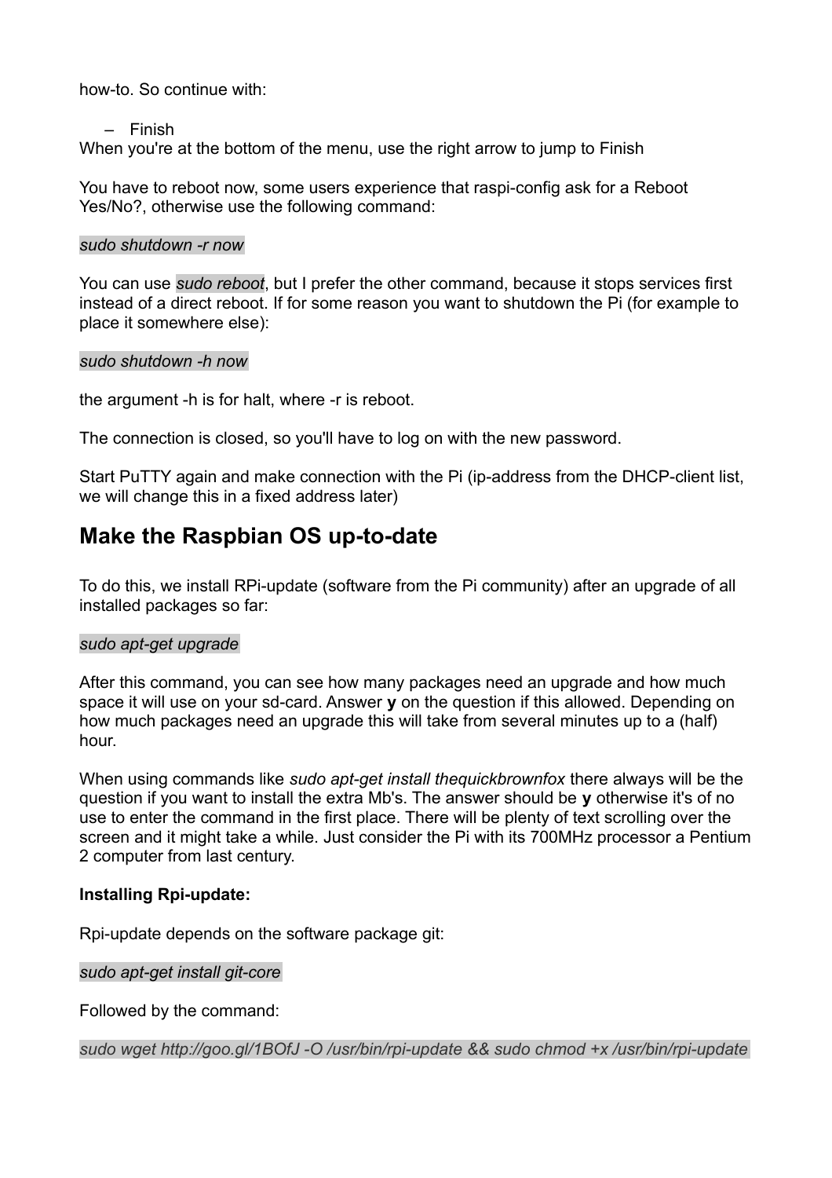how-to. So continue with:

– Finish

When you're at the bottom of the menu, use the right arrow to jump to Finish

You have to reboot now, some users experience that raspi-config ask for a Reboot Yes/No?, otherwise use the following command:

*sudo shutdown -r now*

You can use *sudo reboot*, but I prefer the other command, because it stops services first instead of a direct reboot. If for some reason you want to shutdown the Pi (for example to place it somewhere else):

*sudo shutdown -h now*

the argument -h is for halt, where -r is reboot.

The connection is closed, so you'll have to log on with the new password.

Start PuTTY again and make connection with the Pi (ip-address from the DHCP-client list, we will change this in a fixed address later)

## Make the Raspbian OS up-to-date

To do this, we install RPi-update (software from the Pi community) after an upgrade of all installed packages so far:

*sudo apt-get upgrade*

After this command, you can see how many packages need an upgrade and how much space it will use on your sd-card. Answer **y** on the question if this allowed. Depending on how much packages need an upgrade this will take from several minutes up to a (half) hour.

When using commands like *sudo apt-get install thequickbrownfox* there always will be the question if you want to install the extra Mb's. The answer should be **y** otherwise it's of no use to enter the command in the first place. There will be plenty of text scrolling over the screen and it might take a while. Just consider the Pi with its 700MHz processor a Pentium 2 computer from last century.

**Installing Rpi-update:**

Rpi-update depends on the software package git:

*sudo apt-get install git-core*

Followed by the command:

*sudo wget http://goo.gl/1BOfJ -O /usr/bin/rpi-update && sudo chmod +x /usr/bin/rpi-update*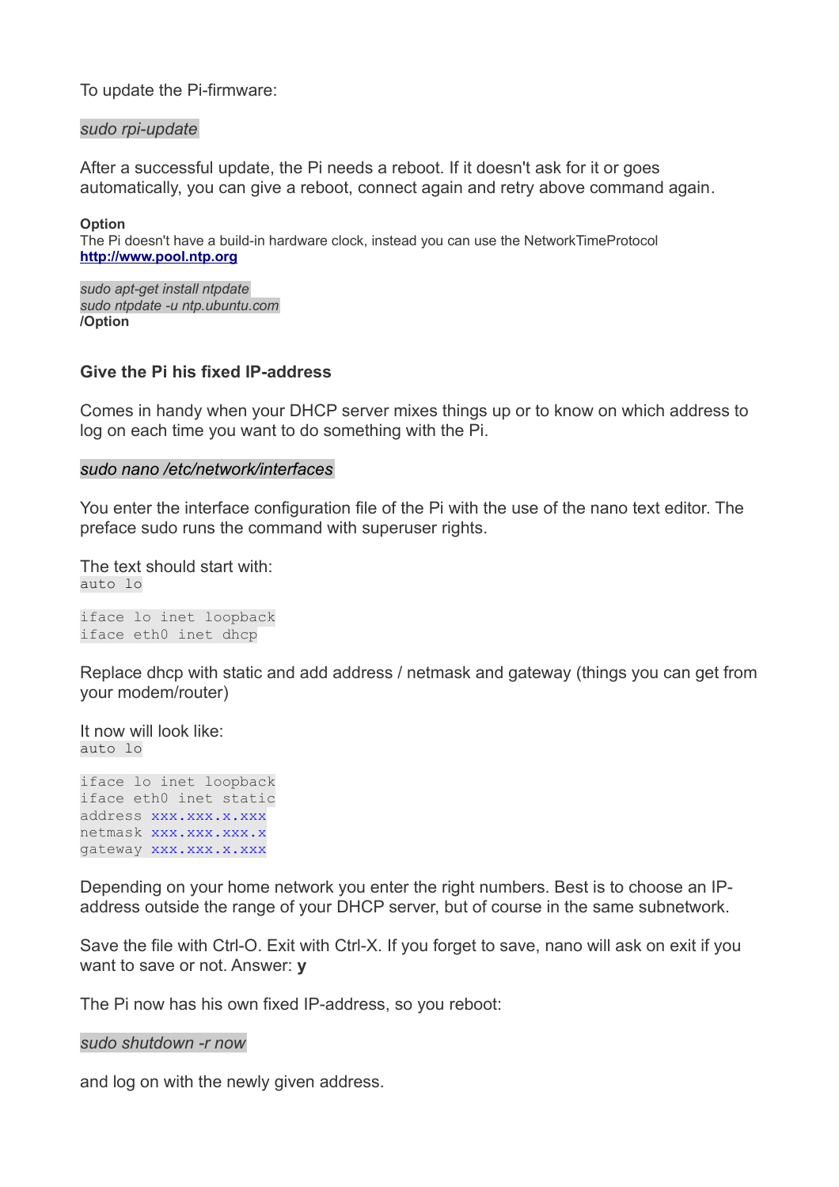To update the Pi-firmware:

*sudo rpi-update*

After a successful update, the Pi needs a reboot. If it doesn't ask for it or goes automatically, you can give a reboot, connect again and retry above command again.

**Option**
The Pi doesn't have a build-in hardware clock, instead you can use the NetworkTimeProtocol
**http://www.pool.ntp.org**

*sudo apt-get install ntpdate*
*sudo ntpdate -u ntp.ubuntu.com*
**/Option**

### Give the Pi his fixed IP-address

Comes in handy when your DHCP server mixes things up or to know on which address to log on each time you want to do something with the Pi.

*sudo nano /etc/network/interfaces*

You enter the interface configuration file of the Pi with the use of the nano text editor. The preface sudo runs the command with superuser rights.

The text should start with:

```
auto lo

iface lo inet loopback
iface eth0 inet dhcp
```

Replace dhcp with static and add address / netmask and gateway (things you can get from your modem/router)

It now will look like:

```
auto lo

iface lo inet loopback
iface eth0 inet static
address xxx.xxx.x.xxx
netmask xxx.xxx.xxx.x
gateway xxx.xxx.x.xxx
```

Depending on your home network you enter the right numbers. Best is to choose an IP-address outside the range of your DHCP server, but of course in the same subnetwork.

Save the file with Ctrl-O. Exit with Ctrl-X. If you forget to save, nano will ask on exit if you want to save or not. Answer: **y**

The Pi now has his own fixed IP-address, so you reboot:

*sudo shutdown -r now*

and log on with the newly given address.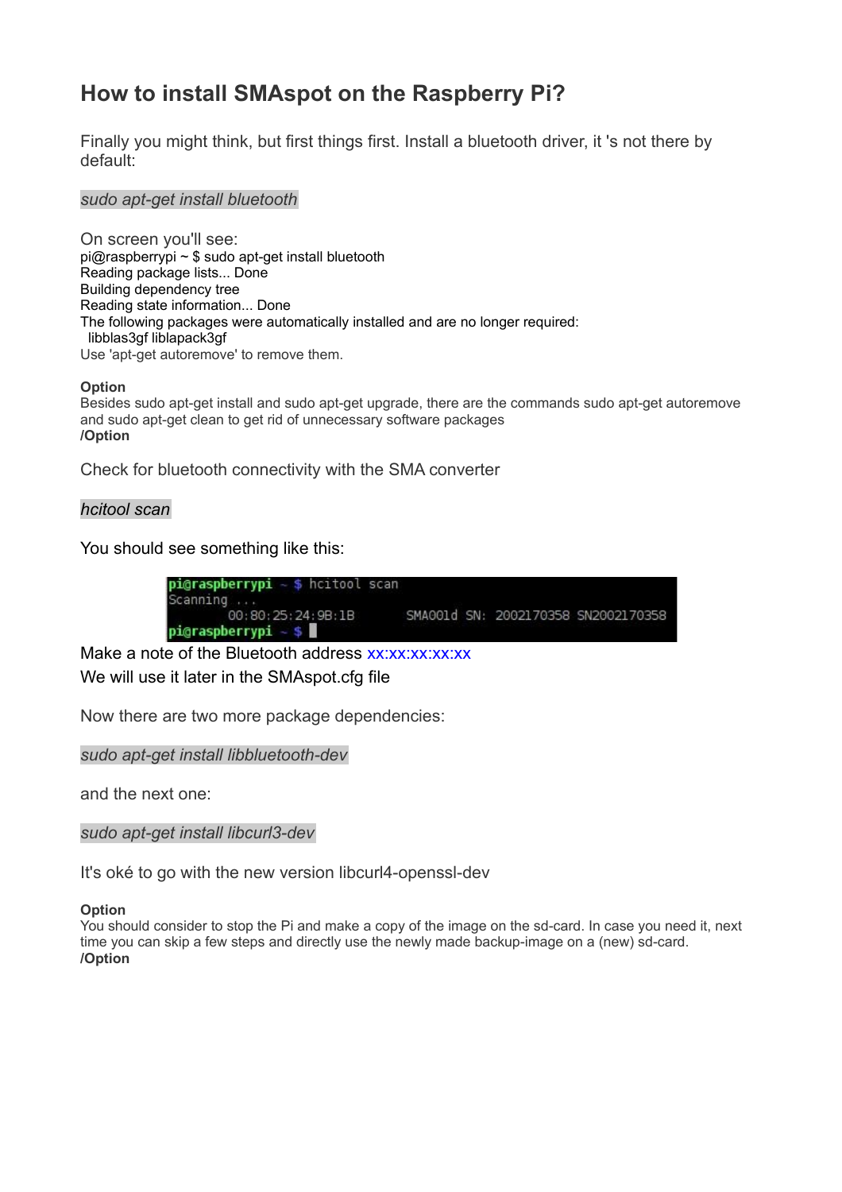# How to install SMAspot on the Raspberry Pi?

Finally you might think, but first things first. Install a bluetooth driver, it 's not there by default:

*sudo apt-get install bluetooth*

On screen you'll see:

```
pi@raspberrypi ~ $ sudo apt-get install bluetooth
Reading package lists... Done
Building dependency tree
Reading state information... Done
The following packages were automatically installed and are no longer required:
  libblas3gf liblapack3gf
Use 'apt-get autoremove' to remove them.
```

**Option**
Besides sudo apt-get install and sudo apt-get upgrade, there are the commands sudo apt-get autoremove and sudo apt-get clean to get rid of unnecessary software packages
**/Option**

Check for bluetooth connectivity with the SMA converter

*hcitool scan*

You should see something like this:

```
pi@raspberrypi ~ $ hcitool scan
Scanning ...
        00:80:25:24:9B:1B       SMA001d SN: 2002170358 SN2002170358
pi@raspberrypi ~ $
```

Make a note of the Bluetooth address xx:xx:xx:xx:xx
We will use it later in the SMAspot.cfg file

Now there are two more package dependencies:

*sudo apt-get install libbluetooth-dev*

and the next one:

*sudo apt-get install libcurl3-dev*

It's oké to go with the new version libcurl4-openssl-dev

**Option**
You should consider to stop the Pi and make a copy of the image on the sd-card. In case you need it, next time you can skip a few steps and directly use the newly made backup-image on a (new) sd-card.
**/Option**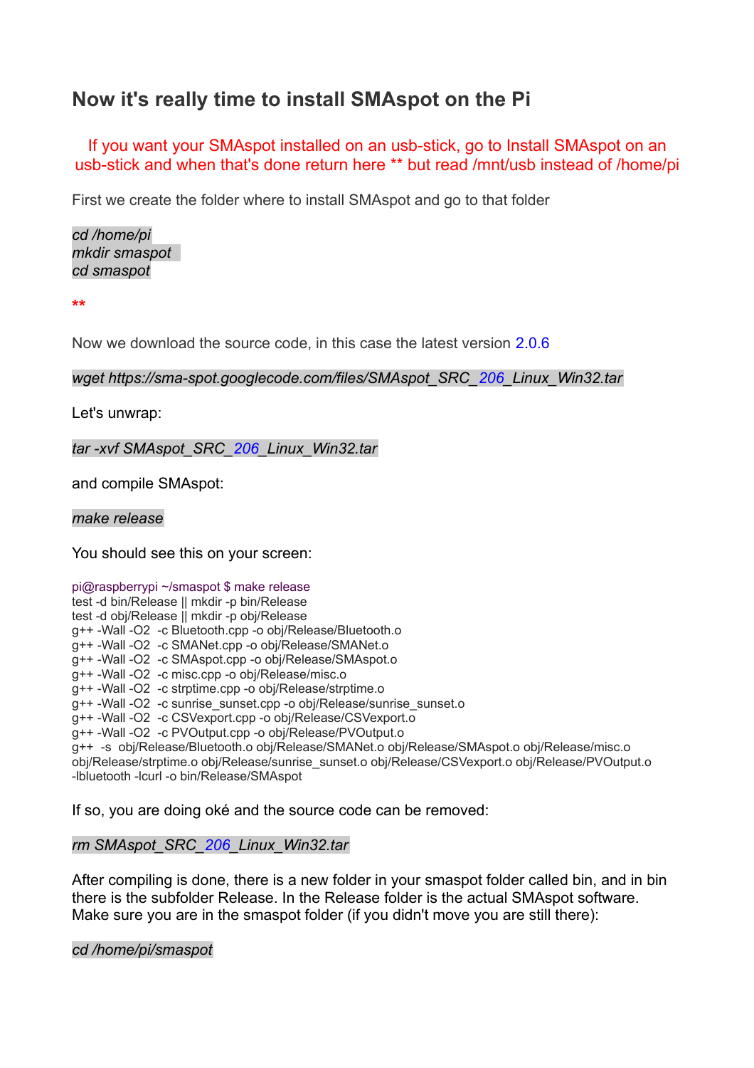## Now it's really time to install SMAspot on the Pi

If you want your SMAspot installed on an usb-stick, go to Install SMAspot on an usb-stick and when that's done return here ** but read /mnt/usb instead of /home/pi

First we create the folder where to install SMAspot and go to that folder

```
cd /home/pi
mkdir smaspot
cd smaspot
```

**

Now we download the source code, in this case the latest version 2.0.6

```
wget https://sma-spot.googlecode.com/files/SMAspot_SRC_206_Linux_Win32.tar
```

Let's unwrap:

```
tar -xvf SMAspot_SRC_206_Linux_Win32.tar
```

and compile SMAspot:

```
make release
```

You should see this on your screen:

```
pi@raspberrypi ~/smaspot $ make release
test -d bin/Release || mkdir -p bin/Release
test -d obj/Release || mkdir -p obj/Release
g++ -Wall -O2  -c Bluetooth.cpp -o obj/Release/Bluetooth.o
g++ -Wall -O2  -c SMANet.cpp -o obj/Release/SMANet.o
g++ -Wall -O2  -c SMAspot.cpp -o obj/Release/SMAspot.o
g++ -Wall -O2  -c misc.cpp -o obj/Release/misc.o
g++ -Wall -O2  -c strptime.cpp -o obj/Release/strptime.o
g++ -Wall -O2  -c sunrise_sunset.cpp -o obj/Release/sunrise_sunset.o
g++ -Wall -O2  -c CSVexport.cpp -o obj/Release/CSVexport.o
g++ -Wall -O2  -c PVOutput.cpp -o obj/Release/PVOutput.o
g++  -s  obj/Release/Bluetooth.o obj/Release/SMANet.o obj/Release/SMAspot.o obj/Release/misc.o
obj/Release/strptime.o obj/Release/sunrise_sunset.o obj/Release/CSVexport.o obj/Release/PVOutput.o
-lbluetooth -lcurl -o bin/Release/SMAspot
```

If so, you are doing oké and the source code can be removed:

```
rm SMAspot_SRC_206_Linux_Win32.tar
```

After compiling is done, there is a new folder in your smaspot folder called bin, and in bin there is the subfolder Release. In the Release folder is the actual SMAspot software. Make sure you are in the smaspot folder (if you didn't move you are still there):

```
cd /home/pi/smaspot
```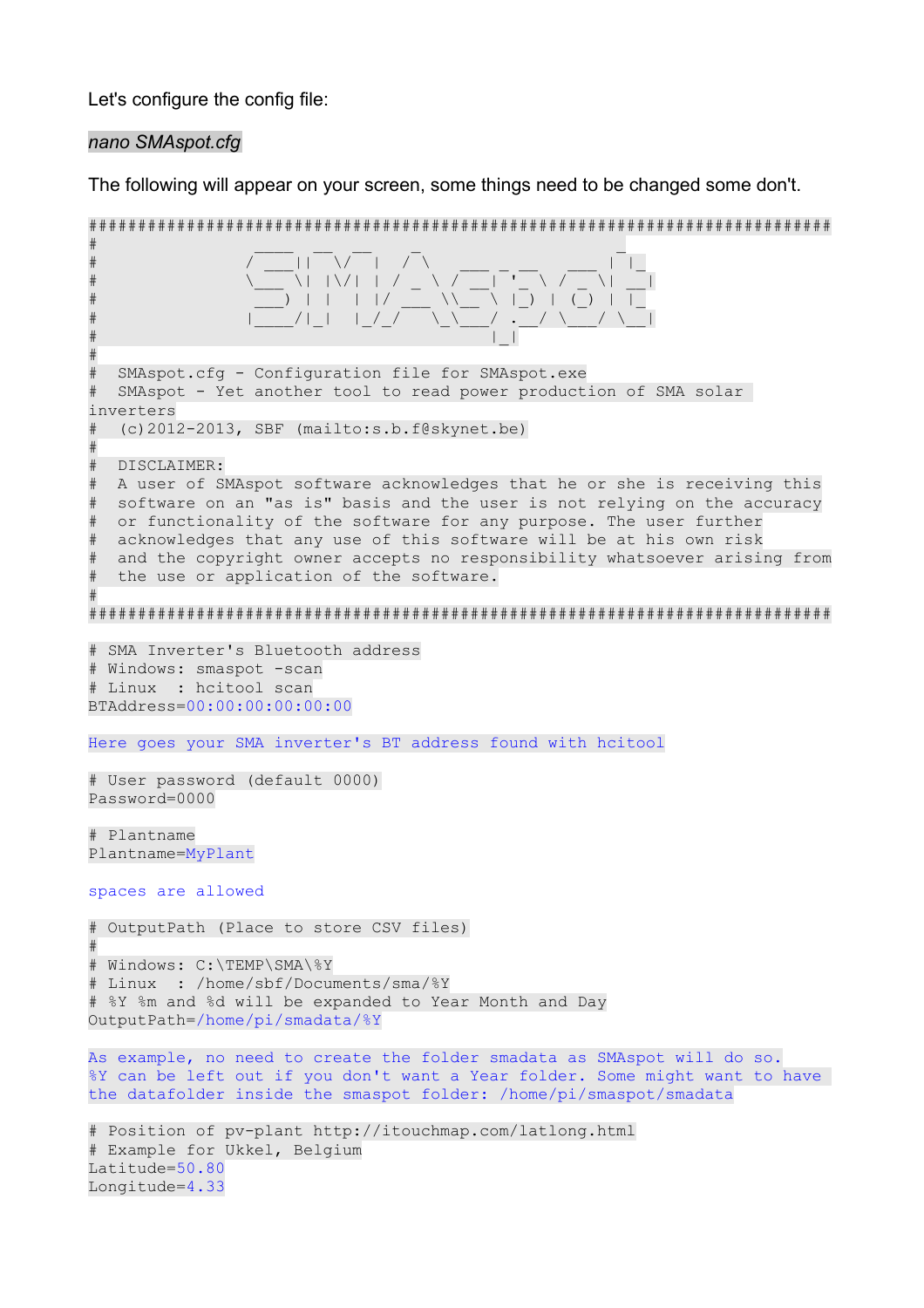Let's configure the config file:

*nano SMAspot.cfg*

The following will appear on your screen, some things need to be changed some don't.

```
################################################################################
#                 ____  __  __    _                     _
#                / ___||  \/  |  / \   ___ _ __   ___ | |_
#                \___ \| |\/| | / _ \ / __| '_ \ / _ \| __|
#                 ___) | |  | |/ ___ \\__ \ |_) | (_) | |_
#                |____/|_|  |_/_/   \_\___/ .__/ \___/ \__|
#                                         |_|
#
#   SMAspot.cfg - Configuration file for SMAspot.exe
#   SMAspot - Yet another tool to read power production of SMA solar 
inverters
#   (c)2012-2013, SBF (mailto:s.b.f@skynet.be)
#
#   DISCLAIMER:
#   A user of SMAspot software acknowledges that he or she is receiving this
#   software on an "as is" basis and the user is not relying on the accuracy
#   or functionality of the software for any purpose. The user further
#   acknowledges that any use of this software will be at his own risk
#   and the copyright owner accepts no responsibility whatsoever arising from
#   the use or application of the software.
#
################################################################################

# SMA Inverter's Bluetooth address
# Windows: smaspot -scan
# Linux  : hcitool scan
BTAddress=00:00:00:00:00:00

Here goes your SMA inverter's BT address found with hcitool

# User password (default 0000)
Password=0000

# Plantname
Plantname=MyPlant

spaces are allowed

# OutputPath (Place to store CSV files)
#
# Windows: C:\TEMP\SMA\%Y
# Linux  : /home/sbf/Documents/sma/%Y
# %Y %m and %d will be expanded to Year Month and Day
OutputPath=/home/pi/smadata/%Y

As example, no need to create the folder smadata as SMAspot will do so.
%Y can be left out if you don't want a Year folder. Some might want to have
the datafolder inside the smaspot folder: /home/pi/smaspot/smadata

# Position of pv-plant http://itouchmap.com/latlong.html
# Example for Ukkel, Belgium
Latitude=50.80
Longitude=4.33
```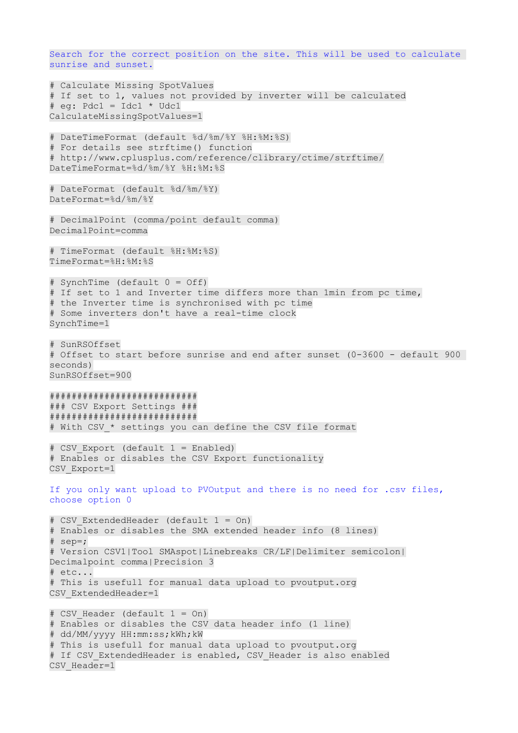Search for the correct position on the site. This will be used to calculate sunrise and sunset.

```
# Calculate Missing SpotValues
# If set to 1, values not provided by inverter will be calculated
# eg: Pdc1 = Idc1 * Udc1
CalculateMissingSpotValues=1

# DateTimeFormat (default %d/%m/%Y %H:%M:%S)
# For details see strftime() function
# http://www.cplusplus.com/reference/clibrary/ctime/strftime/
DateTimeFormat=%d/%m/%Y %H:%M:%S

# DateFormat (default %d/%m/%Y)
DateFormat=%d/%m/%Y

# DecimalPoint (comma/point default comma)
DecimalPoint=comma

# TimeFormat (default %H:%M:%S)
TimeFormat=%H:%M:%S

# SynchTime (default 0 = Off)
# If set to 1 and Inverter time differs more than 1min from pc time,
# the Inverter time is synchronised with pc time
# Some inverters don't have a real-time clock
SynchTime=1

# SunRSOffset
# Offset to start before sunrise and end after sunset (0-3600 - default 900 seconds)
SunRSOffset=900

##########################
### CSV Export Settings ###
##########################
# With CSV_* settings you can define the CSV file format

# CSV_Export (default 1 = Enabled)
# Enables or disables the CSV Export functionality
CSV_Export=1
```

If you only want upload to PVOutput and there is no need for .csv files, choose option 0

```
# CSV_ExtendedHeader (default 1 = On)
# Enables or disables the SMA extended header info (8 lines)
# sep=;
# Version CSV1|Tool SMAspot|Linebreaks CR/LF|Delimiter semicolon|Decimalpoint comma|Precision 3
# etc...
# This is usefull for manual data upload to pvoutput.org
CSV_ExtendedHeader=1

# CSV_Header (default 1 = On)
# Enables or disables the CSV data header info (1 line)
# dd/MM/yyyy HH:mm:ss;kWh;kW
# This is usefull for manual data upload to pvoutput.org
# If CSV_ExtendedHeader is enabled, CSV_Header is also enabled
CSV_Header=1
```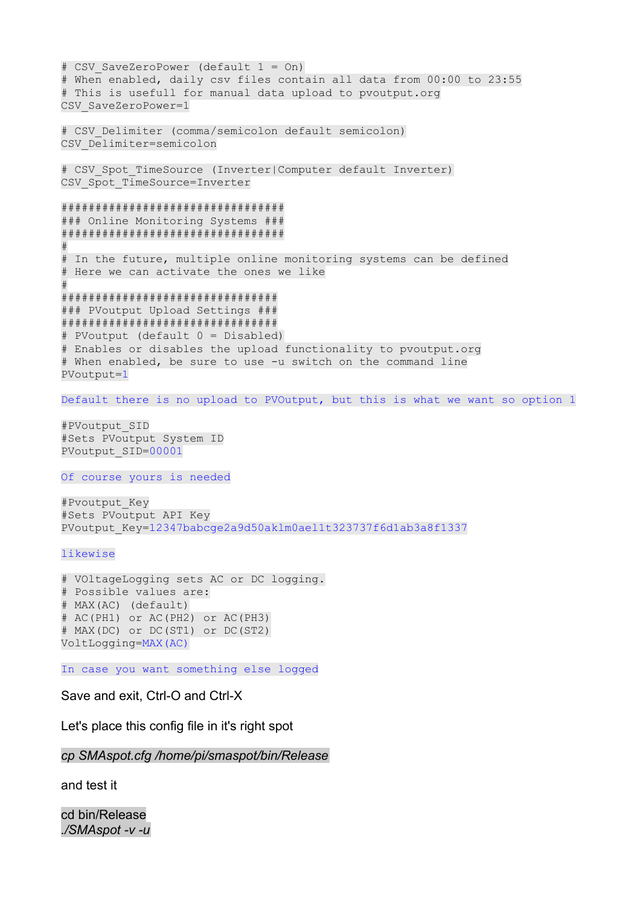```
# CSV_SaveZeroPower (default 1 = On)
# When enabled, daily csv files contain all data from 00:00 to 23:55
# This is usefull for manual data upload to pvoutput.org
CSV_SaveZeroPower=1

# CSV_Delimiter (comma/semicolon default semicolon)
CSV_Delimiter=semicolon

# CSV_Spot_TimeSource (Inverter|Computer default Inverter)
CSV_Spot_TimeSource=Inverter

##################################
### Online Monitoring Systems ###
##################################
#
# In the future, multiple online monitoring systems can be defined
# Here we can activate the ones we like
#
#################################
### PVoutput Upload Settings ###
#################################
# PVoutput (default 0 = Disabled)
# Enables or disables the upload functionality to pvoutput.org
# When enabled, be sure to use -u switch on the command line
PVoutput=1
```

Default there is no upload to PVOutput, but this is what we want so option 1

```
#PVoutput_SID
#Sets PVoutput System ID
PVoutput_SID=00001
```

Of course yours is needed

```
#Pvoutput_Key
#Sets PVoutput API Key
PVoutput_Key=12347babcge2a9d50aklm0ael1t323737f6d1ab3a8f1337
```

likewise

```
# VOltageLogging sets AC or DC logging.
# Possible values are:
# MAX(AC) (default)
# AC(PH1) or AC(PH2) or AC(PH3)
# MAX(DC) or DC(ST1) or DC(ST2)
VoltLogging=MAX(AC)
```

In case you want something else logged

Save and exit, Ctrl-O and Ctrl-X

Let's place this config file in it's right spot

```
cp SMAspot.cfg /home/pi/smaspot/bin/Release
```

and test it

```
cd bin/Release
./SMAspot -v -u
```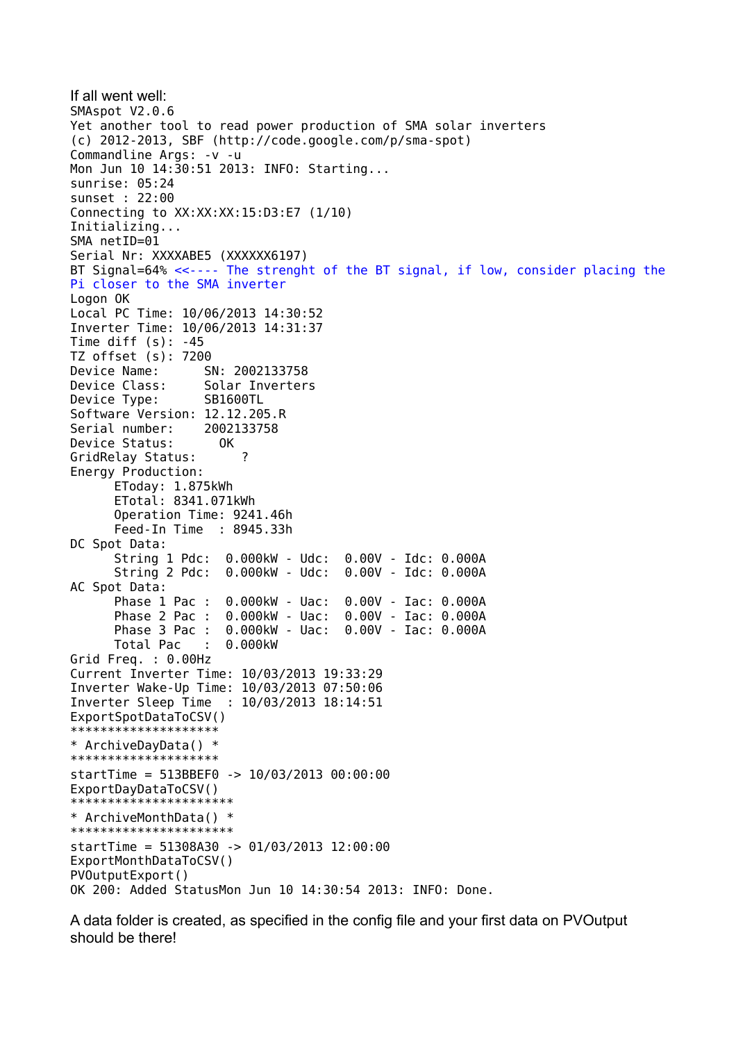If all went well:

```
SMAspot V2.0.6
Yet another tool to read power production of SMA solar inverters
(c) 2012-2013, SBF (http://code.google.com/p/sma-spot)
Commandline Args: -v -u
Mon Jun 10 14:30:51 2013: INFO: Starting...
sunrise: 05:24
sunset : 22:00
Connecting to XX:XX:XX:15:D3:E7 (1/10)
Initializing...
SMA netID=01
Serial Nr: XXXXABE5 (XXXXXX6197)
BT Signal=64% <<---- The strenght of the BT signal, if low, consider placing the
Pi closer to the SMA inverter
Logon OK
Local PC Time: 10/06/2013 14:30:52
Inverter Time: 10/06/2013 14:31:37
Time diff (s): -45
TZ offset (s): 7200
Device Name:      SN: 2002133758
Device Class:     Solar Inverters
Device Type:      SB1600TL
Software Version: 12.12.205.R
Serial number:    2002133758
Device Status:      OK
GridRelay Status:      ?
Energy Production:
      EToday: 1.875kWh
      ETotal: 8341.071kWh
      Operation Time: 9241.46h
      Feed-In Time  : 8945.33h
DC Spot Data:
      String 1 Pdc:  0.000kW - Udc:  0.00V - Idc: 0.000A
      String 2 Pdc:  0.000kW - Udc:  0.00V - Idc: 0.000A
AC Spot Data:
      Phase 1 Pac :  0.000kW - Uac:  0.00V - Iac: 0.000A
      Phase 2 Pac :  0.000kW - Uac:  0.00V - Iac: 0.000A
      Phase 3 Pac :  0.000kW - Uac:  0.00V - Iac: 0.000A
      Total Pac   :  0.000kW
Grid Freq. : 0.00Hz
Current Inverter Time: 10/03/2013 19:33:29
Inverter Wake-Up Time: 10/03/2013 07:50:06
Inverter Sleep Time  : 10/03/2013 18:14:51
ExportSpotDataToCSV()
********************
* ArchiveDayData() *
********************
startTime = 513BBEF0 -> 10/03/2013 00:00:00
ExportDayDataToCSV()
**********************
* ArchiveMonthData() *
**********************
startTime = 51308A30 -> 01/03/2013 12:00:00
ExportMonthDataToCSV()
PVOutputExport()
OK 200: Added StatusMon Jun 10 14:30:54 2013: INFO: Done.
```

A data folder is created, as specified in the config file and your first data on PVOutput should be there!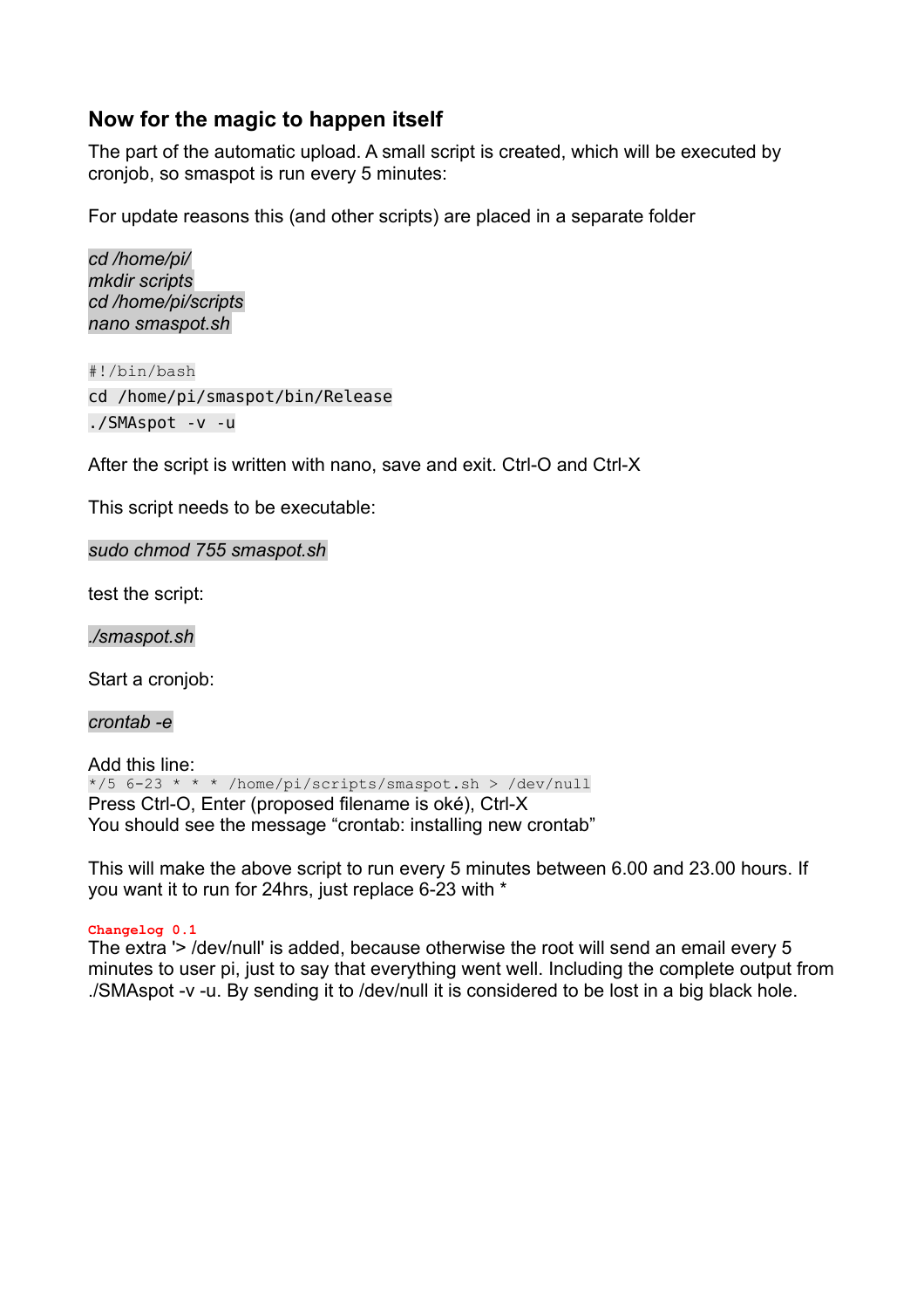## Now for the magic to happen itself

The part of the automatic upload. A small script is created, which will be executed by cronjob, so smaspot is run every 5 minutes:

For update reasons this (and other scripts) are placed in a separate folder

*cd /home/pi/*
*mkdir scripts*
*cd /home/pi/scripts*
*nano smaspot.sh*

```
#!/bin/bash
cd /home/pi/smaspot/bin/Release
./SMAspot -v -u
```

After the script is written with nano, save and exit. Ctrl-O and Ctrl-X

This script needs to be executable:

*sudo chmod 755 smaspot.sh*

test the script:

*./smaspot.sh*

Start a cronjob:

*crontab -e*

Add this line:

```
*/5 6-23 * * * /home/pi/scripts/smaspot.sh > /dev/null
```

Press Ctrl-O, Enter (proposed filename is oké), Ctrl-X
You should see the message "crontab: installing new crontab"

This will make the above script to run every 5 minutes between 6.00 and 23.00 hours. If you want it to run for 24hrs, just replace 6-23 with *

**Changelog 0.1**
The extra '> /dev/null' is added, because otherwise the root will send an email every 5 minutes to user pi, just to say that everything went well. Including the complete output from ./SMAspot -v -u. By sending it to /dev/null it is considered to be lost in a big black hole.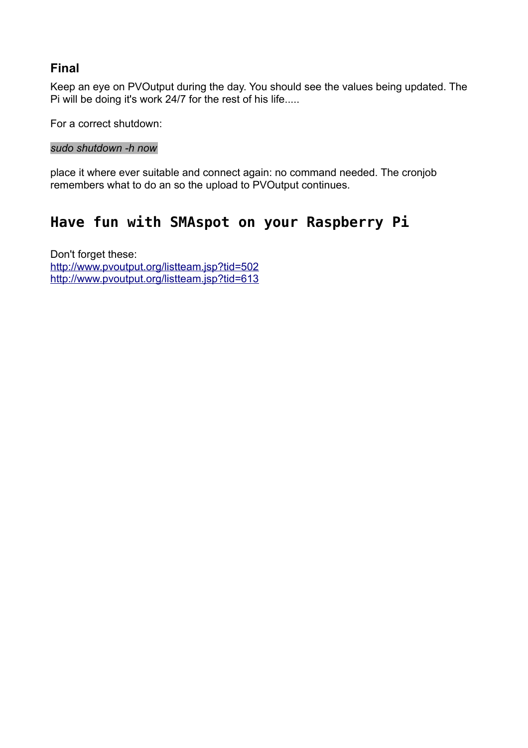### Final

Keep an eye on PVOutput during the day. You should see the values being updated. The Pi will be doing it's work 24/7 for the rest of his life.....

For a correct shutdown:

*sudo shutdown -h now*

place it where ever suitable and connect again: no command needed. The cronjob remembers what to do an so the upload to PVOutput continues.

## Have fun with SMAspot on your Raspberry Pi

Don't forget these:
http://www.pvoutput.org/listteam.jsp?tid=502
http://www.pvoutput.org/listteam.jsp?tid=613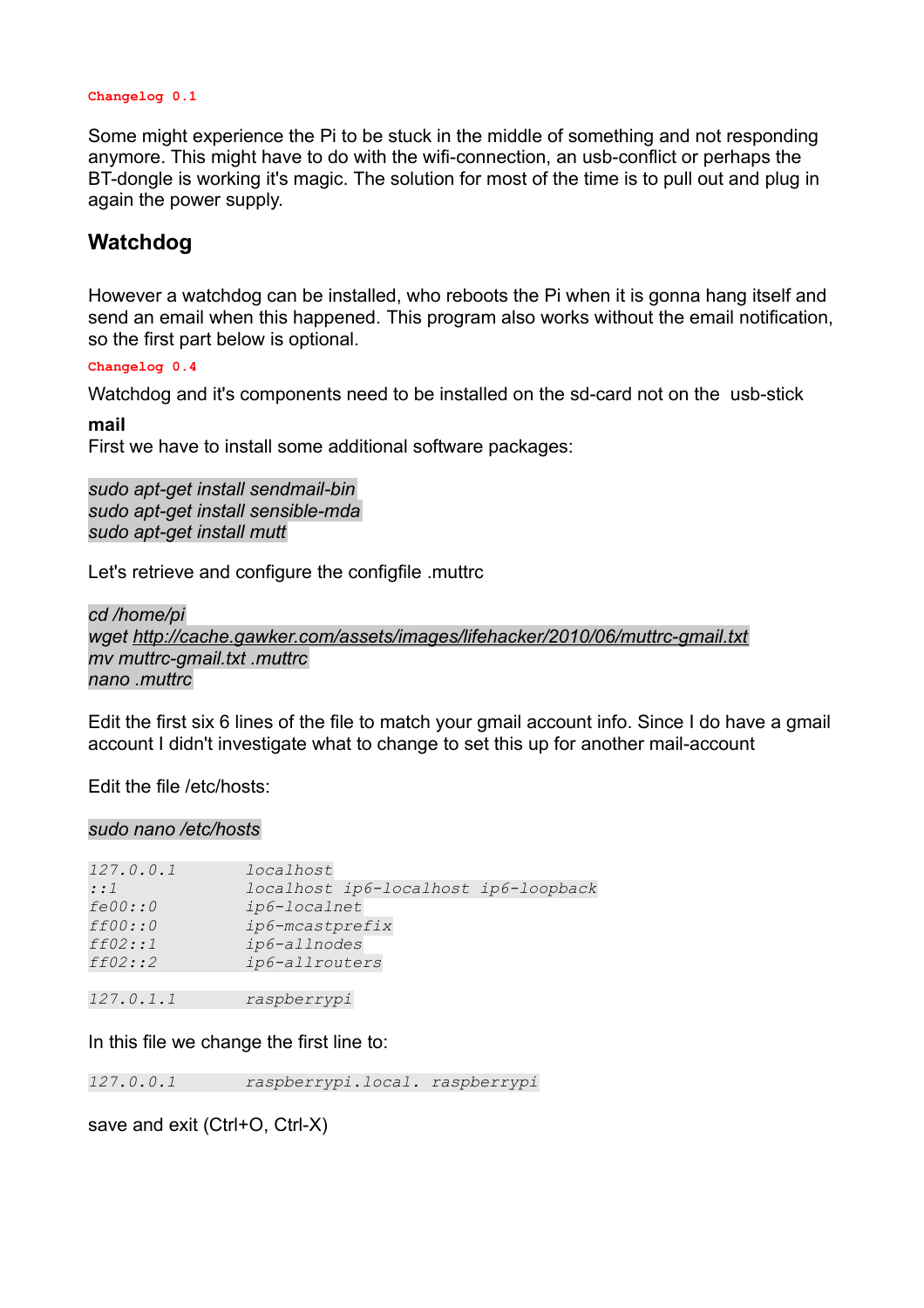Changelog 0.1

Some might experience the Pi to be stuck in the middle of something and not responding anymore. This might have to do with the wifi-connection, an usb-conflict or perhaps the BT-dongle is working it's magic. The solution for most of the time is to pull out and plug in again the power supply.

## Watchdog

However a watchdog can be installed, who reboots the Pi when it is gonna hang itself and send an email when this happened. This program also works without the email notification, so the first part below is optional.

Changelog 0.4

Watchdog and it's components need to be installed on the sd-card not on the usb-stick

**mail**

First we have to install some additional software packages:

```
sudo apt-get install sendmail-bin
sudo apt-get install sensible-mda
sudo apt-get install mutt
```

Let's retrieve and configure the configfile .muttrc

```
cd /home/pi
wget http://cache.gawker.com/assets/images/lifehacker/2010/06/muttrc-gmail.txt
mv muttrc-gmail.txt .muttrc
nano .muttrc
```

Edit the first six 6 lines of the file to match your gmail account info. Since I do have a gmail account I didn't investigate what to change to set this up for another mail-account

Edit the file /etc/hosts:

```
sudo nano /etc/hosts
```

```
127.0.0.1       localhost
::1             localhost ip6-localhost ip6-loopback
fe00::0         ip6-localnet
ff00::0         ip6-mcastprefix
ff02::1         ip6-allnodes
ff02::2         ip6-allrouters

127.0.1.1       raspberrypi
```

In this file we change the first line to:

```
127.0.0.1       raspberrypi.local. raspberrypi
```

save and exit (Ctrl+O, Ctrl-X)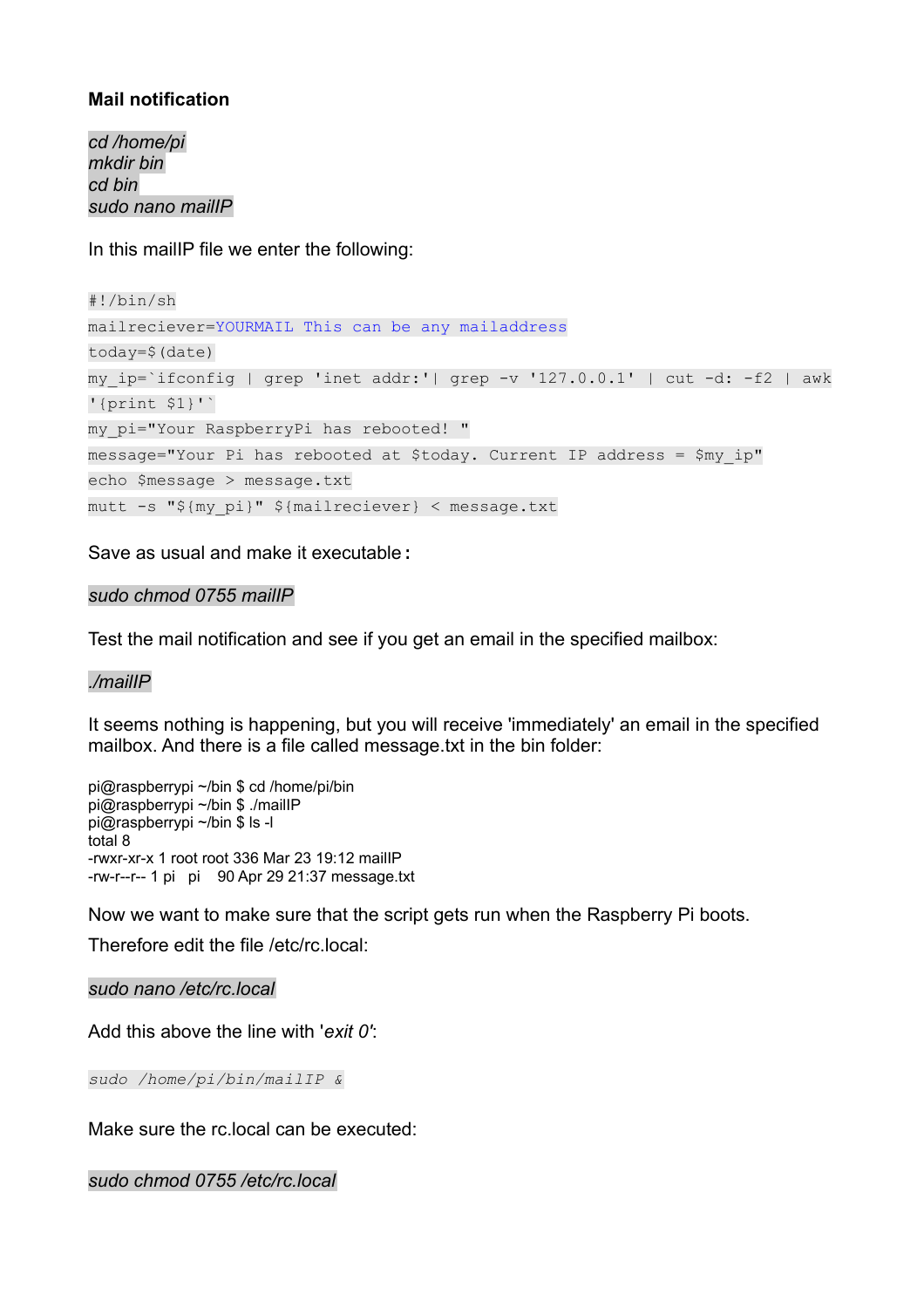**Mail notification**

*cd /home/pi*
*mkdir bin*
*cd bin*
*sudo nano mailIP*

In this mailIP file we enter the following:

```
#!/bin/sh
mailreciever=YOURMAIL This can be any mailaddress
today=$(date)
my_ip=`ifconfig | grep 'inet addr:'| grep -v '127.0.0.1' | cut -d: -f2 | awk
'{print $1}'`
my_pi="Your RaspberryPi has rebooted! "
message="Your Pi has rebooted at $today. Current IP address = $my_ip"
echo $message > message.txt
mutt -s "${my_pi}" ${mailreciever} < message.txt
```

Save as usual and make it executable:

*sudo chmod 0755 mailIP*

Test the mail notification and see if you get an email in the specified mailbox:

*./mailIP*

It seems nothing is happening, but you will receive 'immediately' an email in the specified mailbox. And there is a file called message.txt in the bin folder:

```
pi@raspberrypi ~/bin $ cd /home/pi/bin
pi@raspberrypi ~/bin $ ./mailIP
pi@raspberrypi ~/bin $ ls -l
total 8
-rwxr-xr-x 1 root root 336 Mar 23 19:12 mailIP
-rw-r--r-- 1 pi   pi    90 Apr 29 21:37 message.txt
```

Now we want to make sure that the script gets run when the Raspberry Pi boots.

Therefore edit the file /etc/rc.local:

*sudo nano /etc/rc.local*

Add this above the line with '*exit 0*':

```
sudo /home/pi/bin/mailIP &
```

Make sure the rc.local can be executed:

*sudo chmod 0755 /etc/rc.local*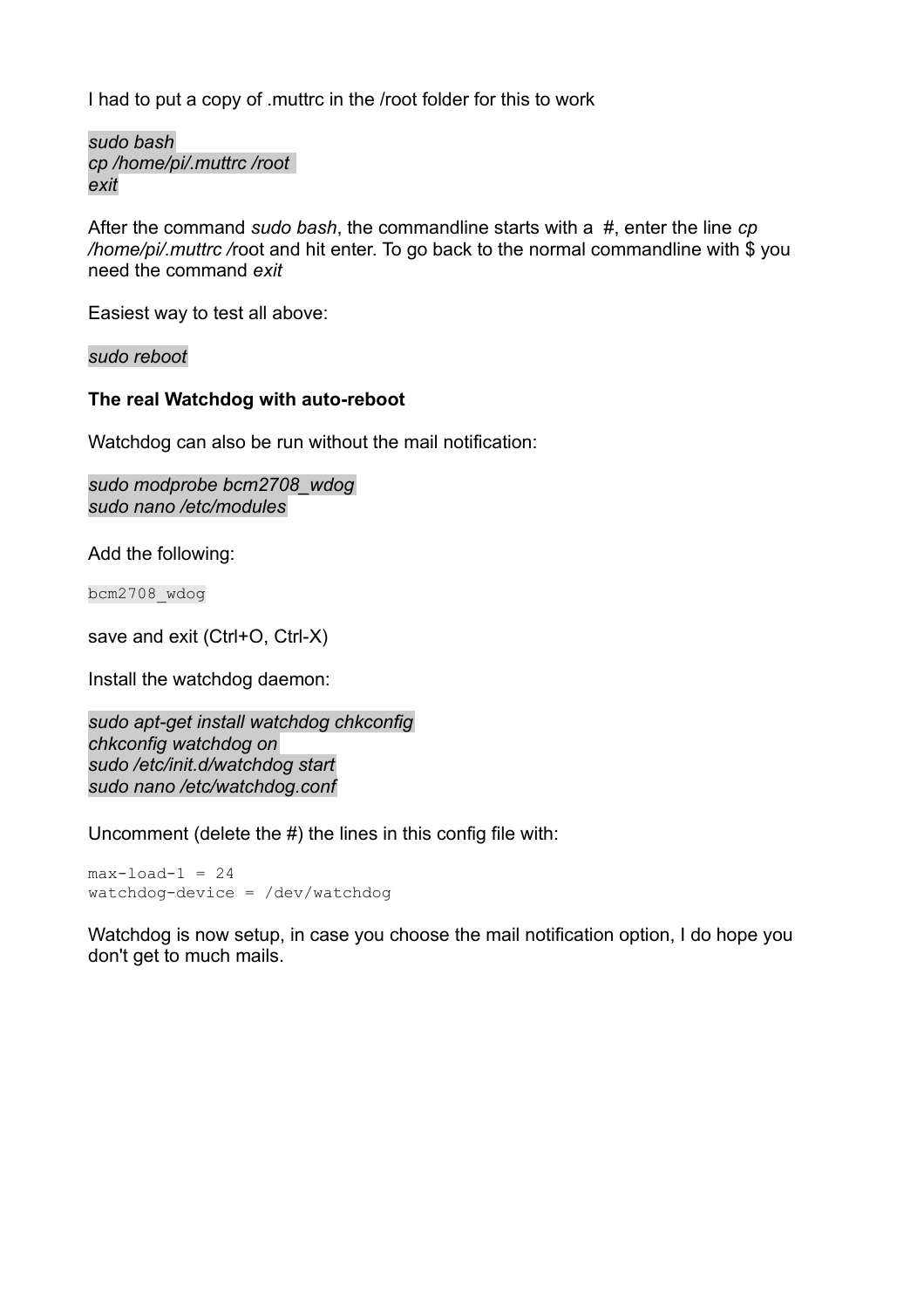I had to put a copy of .muttrc in the /root folder for this to work

*sudo bash*
*cp /home/pi/.muttrc /root*
*exit*

After the command *sudo bash*, the commandline starts with a #, enter the line *cp /home/pi/.muttrc /*root and hit enter. To go back to the normal commandline with $ you need the command *exit*

Easiest way to test all above:

*sudo reboot*

**The real Watchdog with auto-reboot**

Watchdog can also be run without the mail notification:

*sudo modprobe bcm2708_wdog*
*sudo nano /etc/modules*

Add the following:

```
bcm2708_wdog
```

save and exit (Ctrl+O, Ctrl-X)

Install the watchdog daemon:

*sudo apt-get install watchdog chkconfig*
*chkconfig watchdog on*
*sudo /etc/init.d/watchdog start*
*sudo nano /etc/watchdog.conf*

Uncomment (delete the #) the lines in this config file with:

```
max-load-1 = 24
watchdog-device = /dev/watchdog
```

Watchdog is now setup, in case you choose the mail notification option, I do hope you don't get to much mails.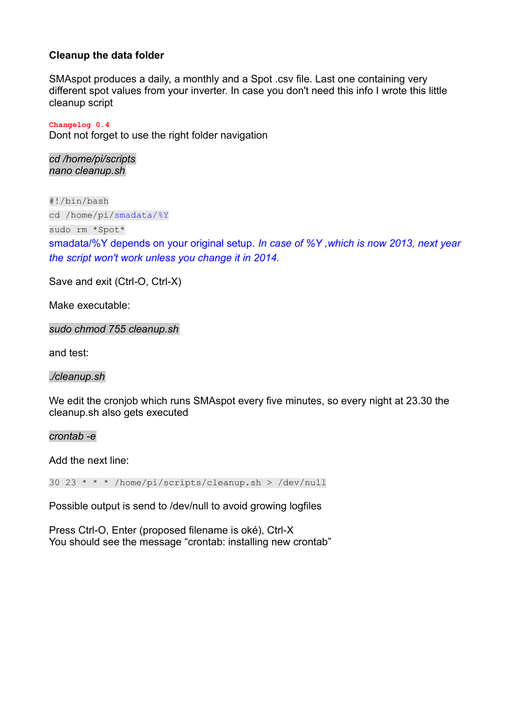**Cleanup the data folder**

SMAspot produces a daily, a monthly and a Spot .csv file. Last one containing very different spot values from your inverter. In case you don't need this info I wrote this little cleanup script

**Changelog 0.4**
Dont not forget to use the right folder navigation

*cd /home/pi/scripts*
*nano cleanup.sh*

```
#!/bin/bash
cd /home/pi/smadata/%Y
sudo rm *Spot*
```

smadata/%Y depends on your original setup. *In case of %Y ,which is now 2013, next year the script won't work unless you change it in 2014.*

Save and exit (Ctrl-O, Ctrl-X)

Make executable:

*sudo chmod 755 cleanup.sh*

and test:

*./cleanup.sh*

We edit the cronjob which runs SMAspot every five minutes, so every night at 23.30 the cleanup.sh also gets executed

*crontab -e*

Add the next line:

```
30 23 * * * /home/pi/scripts/cleanup.sh > /dev/null
```

Possible output is send to /dev/null to avoid growing logfiles

Press Ctrl-O, Enter (proposed filename is oké), Ctrl-X
You should see the message “crontab: installing new crontab”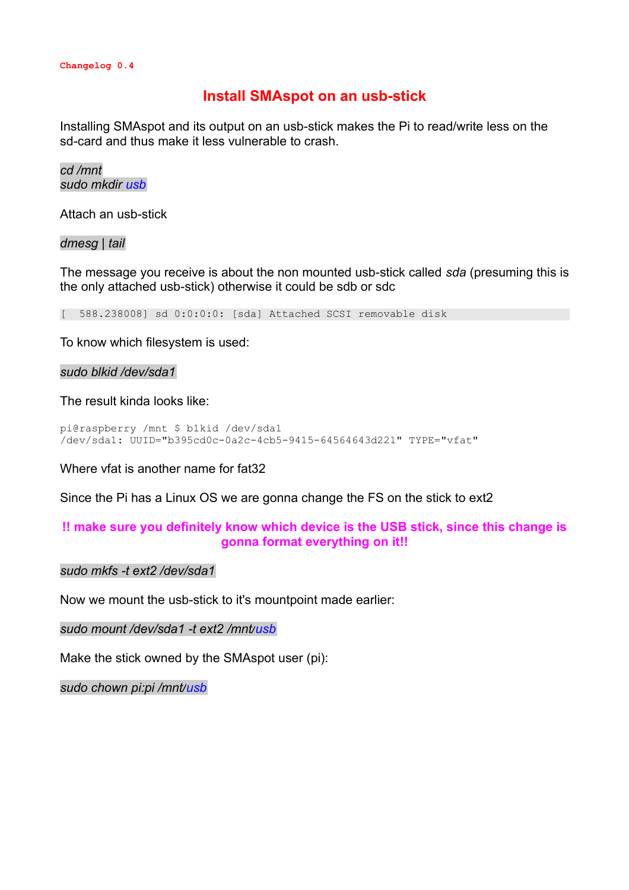**Changelog 0.4**

# Install SMAspot on an usb-stick

Installing SMAspot and its output on an usb-stick makes the Pi to read/write less on the sd-card and thus make it less vulnerable to crash.

*cd /mnt*
*sudo mkdir usb*

Attach an usb-stick

*dmesg | tail*

The message you receive is about the non mounted usb-stick called *sda* (presuming this is the only attached usb-stick) otherwise it could be sdb or sdc

```
[  588.238008] sd 0:0:0:0: [sda] Attached SCSI removable disk
```

To know which filesystem is used:

*sudo blkid /dev/sda1*

The result kinda looks like:

```
pi@raspberry /mnt $ blkid /dev/sda1
/dev/sda1: UUID="b395cd0c-0a2c-4cb5-9415-64564643d221" TYPE="vfat"
```

Where vfat is another name for fat32

Since the Pi has a Linux OS we are gonna change the FS on the stick to ext2

**!! make sure you definitely know which device is the USB stick, since this change is gonna format everything on it!!**

*sudo mkfs -t ext2 /dev/sda1*

Now we mount the usb-stick to it's mountpoint made earlier:

*sudo mount /dev/sda1 -t ext2 /mnt/usb*

Make the stick owned by the SMAspot user (pi):

*sudo chown pi:pi /mnt/usb*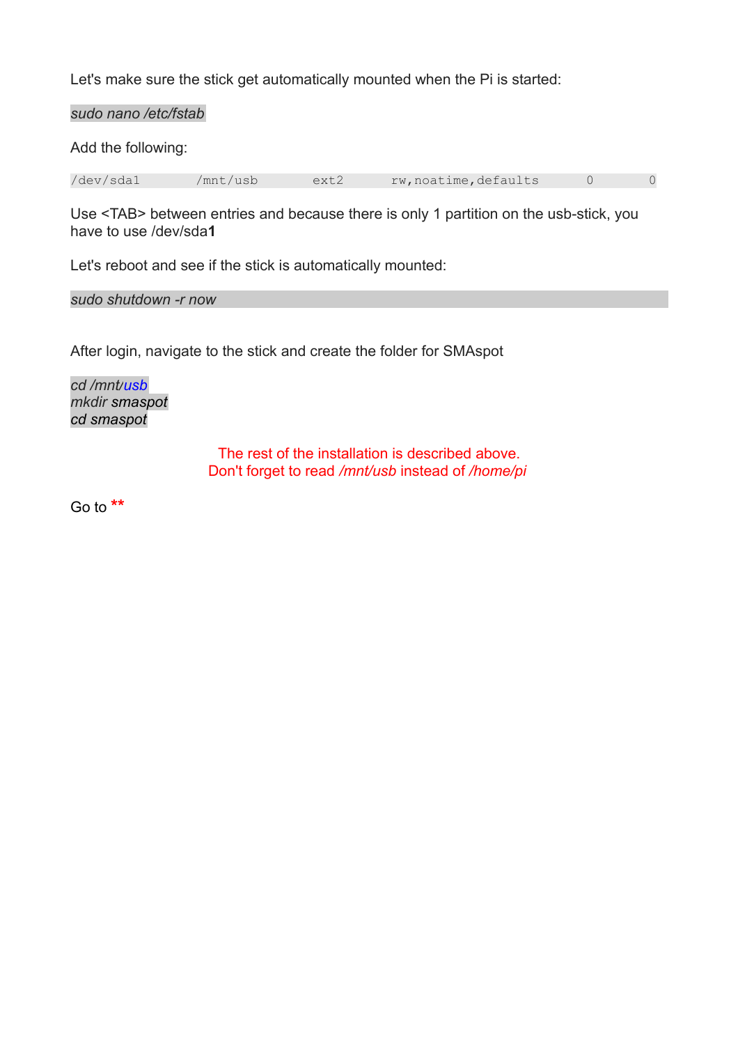Let's make sure the stick get automatically mounted when the Pi is started:

*sudo nano /etc/fstab*

Add the following:

```
/dev/sda1	/mnt/usb	ext2	rw,noatime,defaults	0	0
```

Use <TAB> between entries and because there is only 1 partition on the usb-stick, you have to use /dev/sda**1**

Let's reboot and see if the stick is automatically mounted:

*sudo shutdown -r now*

After login, navigate to the stick and create the folder for SMAspot

*cd /mnt/usb*
*mkdir smaspot*
*cd smaspot*

The rest of the installation is described above.
Don't forget to read */mnt/usb* instead of */home/pi*

Go to **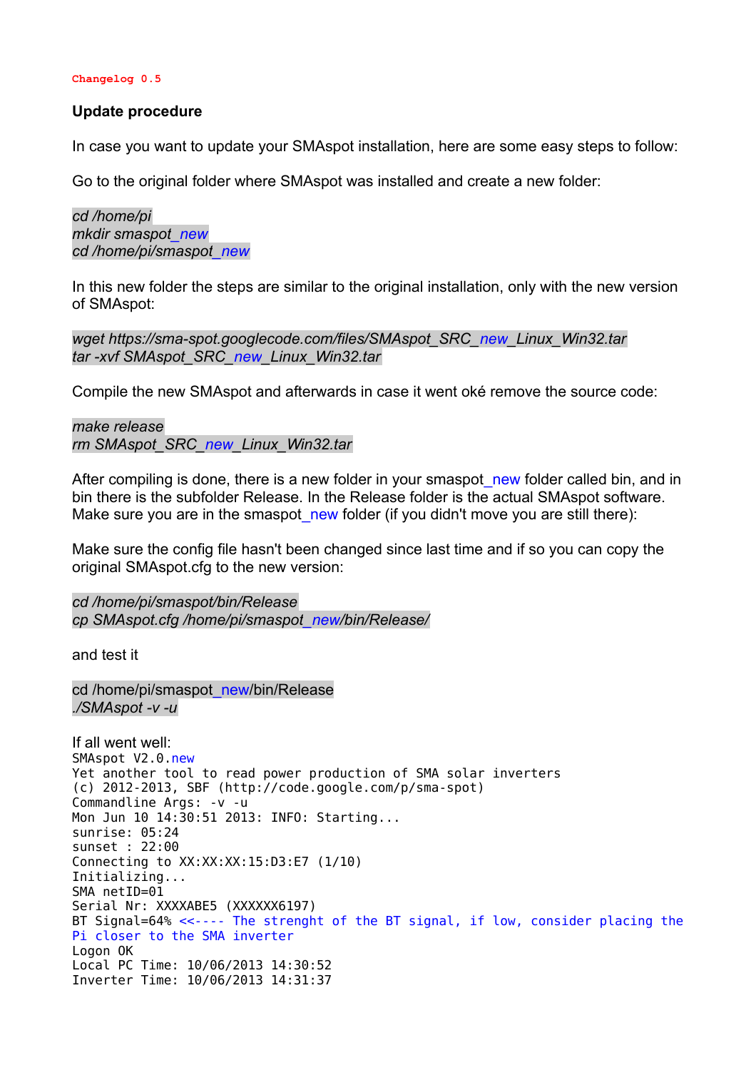Changelog 0.5

### Update procedure

In case you want to update your SMAspot installation, here are some easy steps to follow:

Go to the original folder where SMAspot was installed and create a new folder:

```
cd /home/pi
mkdir smaspot_new
cd /home/pi/smaspot_new
```

In this new folder the steps are similar to the original installation, only with the new version of SMAspot:

```
wget https://sma-spot.googlecode.com/files/SMAspot_SRC_new_Linux_Win32.tar
tar -xvf SMAspot_SRC_new_Linux_Win32.tar
```

Compile the new SMAspot and afterwards in case it went oké remove the source code:

```
make release
rm SMAspot_SRC_new_Linux_Win32.tar
```

After compiling is done, there is a new folder in your smaspot_new folder called bin, and in bin there is the subfolder Release. In the Release folder is the actual SMAspot software. Make sure you are in the smaspot_new folder (if you didn't move you are still there):

Make sure the config file hasn't been changed since last time and if so you can copy the original SMAspot.cfg to the new version:

```
cd /home/pi/smaspot/bin/Release
cp SMAspot.cfg /home/pi/smaspot_new/bin/Release/
```

and test it

```
cd /home/pi/smaspot_new/bin/Release
./SMAspot -v -u
```

If all went well:

```
SMAspot V2.0.new
Yet another tool to read power production of SMA solar inverters
(c) 2012-2013, SBF (http://code.google.com/p/sma-spot)
Commandline Args: -v -u
Mon Jun 10 14:30:51 2013: INFO: Starting...
sunrise: 05:24
sunset : 22:00
Connecting to XX:XX:XX:15:D3:E7 (1/10)
Initializing...
SMA netID=01
Serial Nr: XXXXABE5 (XXXXXX6197)
BT Signal=64% <<---- The strenght of the BT signal, if low, consider placing the Pi closer to the SMA inverter
Logon OK
Local PC Time: 10/06/2013 14:30:52
Inverter Time: 10/06/2013 14:31:37
```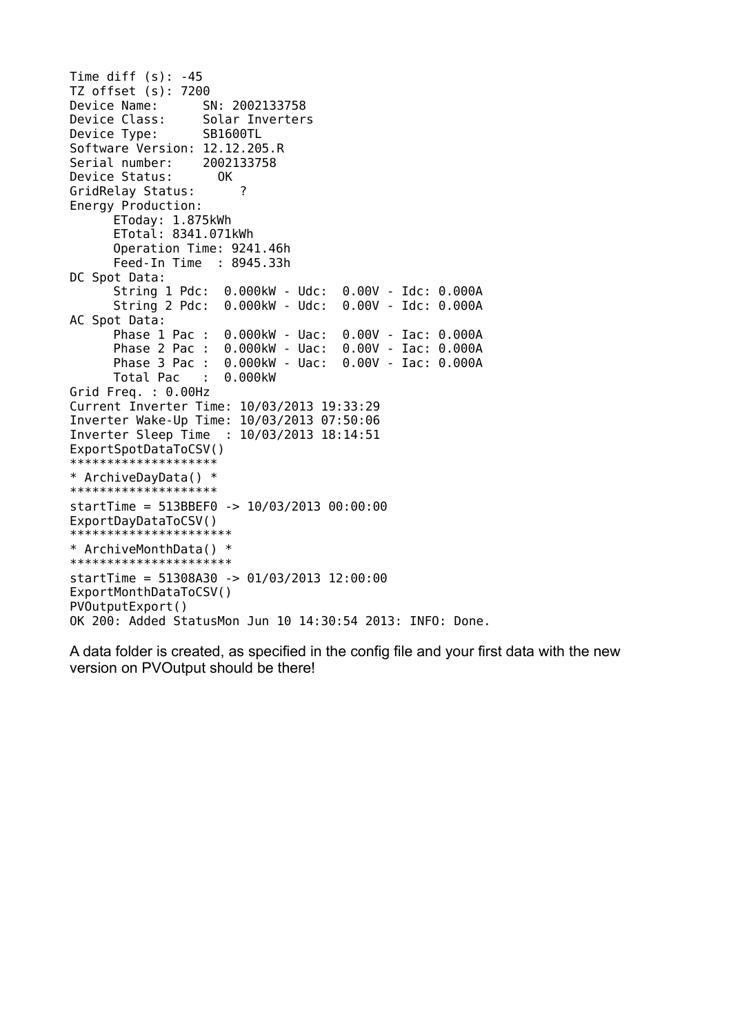```
Time diff (s): -45
TZ offset (s): 7200
Device Name:      SN: 2002133758
Device Class:     Solar Inverters
Device Type:      SB1600TL
Software Version: 12.12.205.R
Serial number:    2002133758
Device Status:      OK
GridRelay Status:      ?
Energy Production:
      EToday: 1.875kWh
      ETotal: 8341.071kWh
      Operation Time: 9241.46h
      Feed-In Time  : 8945.33h
DC Spot Data:
      String 1 Pdc:  0.000kW - Udc:  0.00V - Idc: 0.000A
      String 2 Pdc:  0.000kW - Udc:  0.00V - Idc: 0.000A
AC Spot Data:
      Phase 1 Pac :  0.000kW - Uac:  0.00V - Iac: 0.000A
      Phase 2 Pac :  0.000kW - Uac:  0.00V - Iac: 0.000A
      Phase 3 Pac :  0.000kW - Uac:  0.00V - Iac: 0.000A
      Total Pac   :  0.000kW
Grid Freq. : 0.00Hz
Current Inverter Time: 10/03/2013 19:33:29
Inverter Wake-Up Time: 10/03/2013 07:50:06
Inverter Sleep Time  : 10/03/2013 18:14:51
ExportSpotDataToCSV()
********************
* ArchiveDayData() *
********************
startTime = 513BBEF0 -> 10/03/2013 00:00:00
ExportDayDataToCSV()
**********************
* ArchiveMonthData() *
**********************
startTime = 51308A30 -> 01/03/2013 12:00:00
ExportMonthDataToCSV()
PVOutputExport()
OK 200: Added StatusMon Jun 10 14:30:54 2013: INFO: Done.
```

A data folder is created, as specified in the config file and your first data with the new version on PVOutput should be there!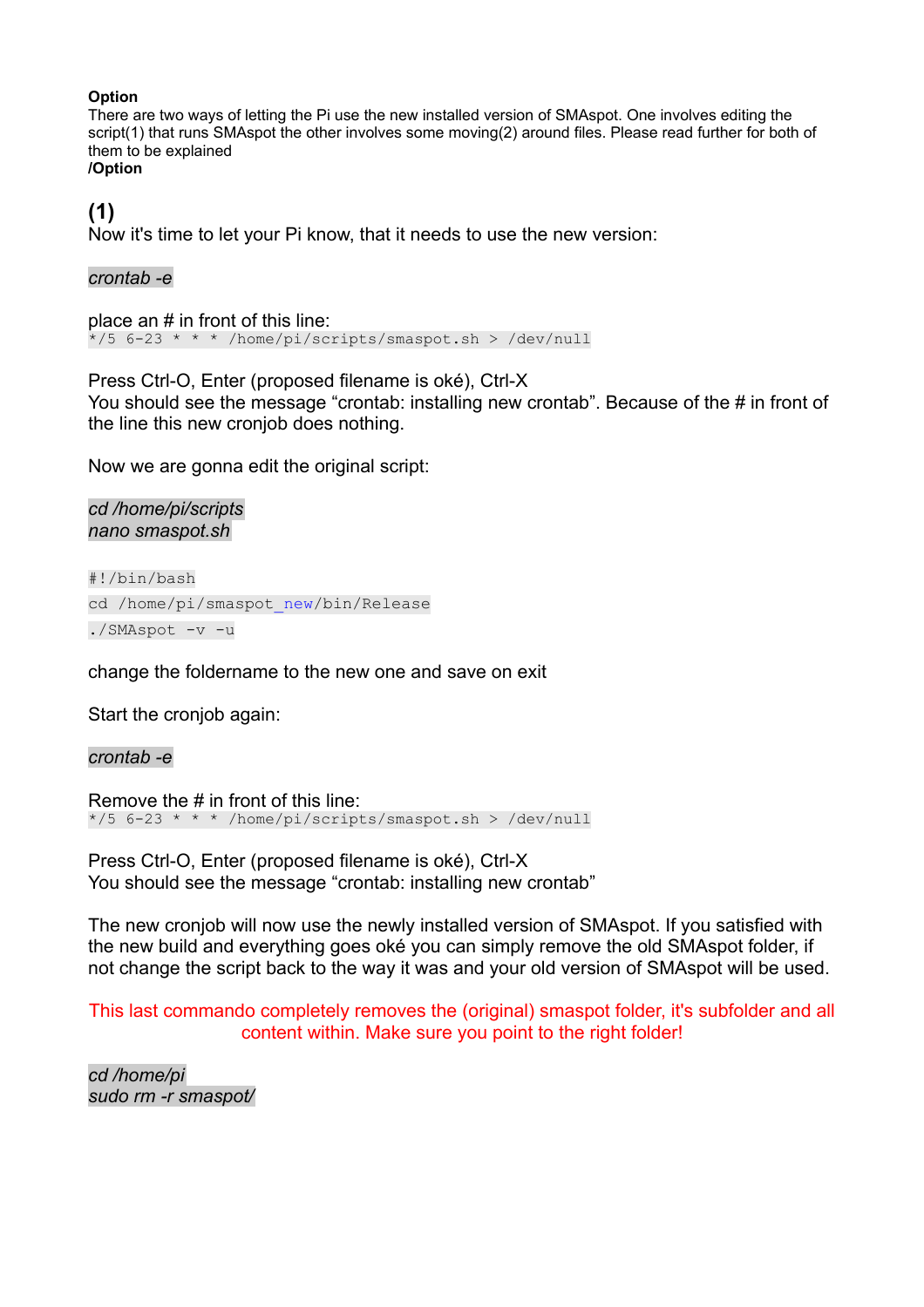**Option**
There are two ways of letting the Pi use the new installed version of SMAspot. One involves editing the script(1) that runs SMAspot the other involves some moving(2) around files. Please read further for both of them to be explained
**/Option**

## (1)

Now it's time to let your Pi know, that it needs to use the new version:

*crontab -e*

place an # in front of this line:

```
*/5 6-23 * * * /home/pi/scripts/smaspot.sh > /dev/null
```

Press Ctrl-O, Enter (proposed filename is oké), Ctrl-X
You should see the message "crontab: installing new crontab". Because of the # in front of the line this new cronjob does nothing.

Now we are gonna edit the original script:

*cd /home/pi/scripts*
*nano smaspot.sh*

```
#!/bin/bash
cd /home/pi/smaspot_new/bin/Release
./SMAspot -v -u
```

change the foldername to the new one and save on exit

Start the cronjob again:

*crontab -e*

Remove the # in front of this line:

```
*/5 6-23 * * * /home/pi/scripts/smaspot.sh > /dev/null
```

Press Ctrl-O, Enter (proposed filename is oké), Ctrl-X
You should see the message "crontab: installing new crontab"

The new cronjob will now use the newly installed version of SMAspot. If you satisfied with the new build and everything goes oké you can simply remove the old SMAspot folder, if not change the script back to the way it was and your old version of SMAspot will be used.

This last commando completely removes the (original) smaspot folder, it's subfolder and all content within. Make sure you point to the right folder!

*cd /home/pi*
*sudo rm -r smaspot/*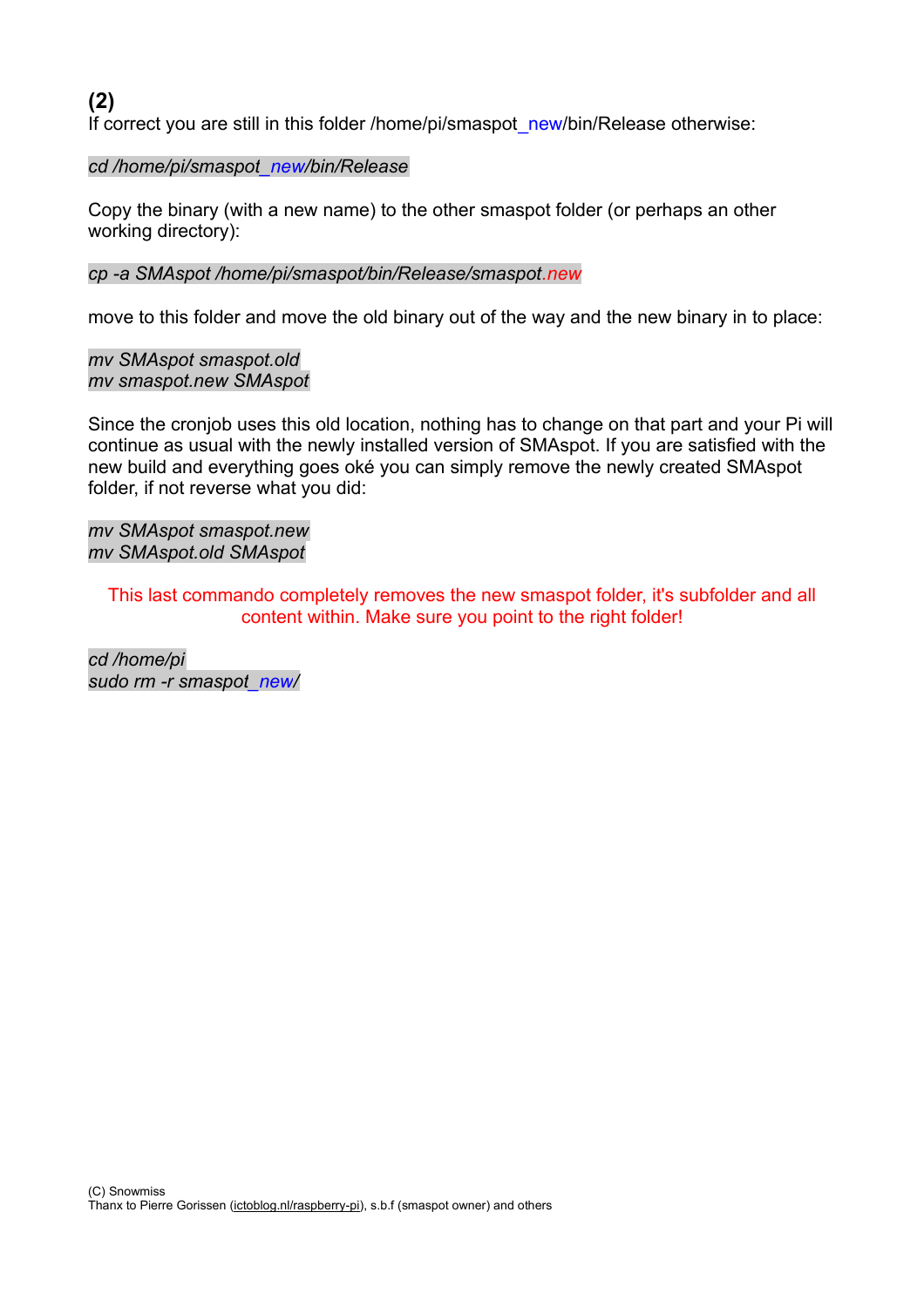**(2)**
If correct you are still in this folder /home/pi/smaspot_new/bin/Release otherwise:

```
cd /home/pi/smaspot_new/bin/Release
```

Copy the binary (with a new name) to the other smaspot folder (or perhaps an other working directory):

```
cp -a SMAspot /home/pi/smaspot/bin/Release/smaspot.new
```

move to this folder and move the old binary out of the way and the new binary in to place:

```
mv SMAspot smaspot.old
mv smaspot.new SMAspot
```

Since the cronjob uses this old location, nothing has to change on that part and your Pi will continue as usual with the newly installed version of SMAspot. If you are satisfied with the new build and everything goes oké you can simply remove the newly created SMAspot folder, if not reverse what you did:

```
mv SMAspot smaspot.new
mv SMAspot.old SMAspot
```

This last commando completely removes the new smaspot folder, it's subfolder and all content within. Make sure you point to the right folder!

```
cd /home/pi
sudo rm -r smaspot_new/
```

(C) Snowmiss
Thanx to Pierre Gorissen (ictoblog.nl/raspberry-pi), s.b.f (smaspot owner) and others